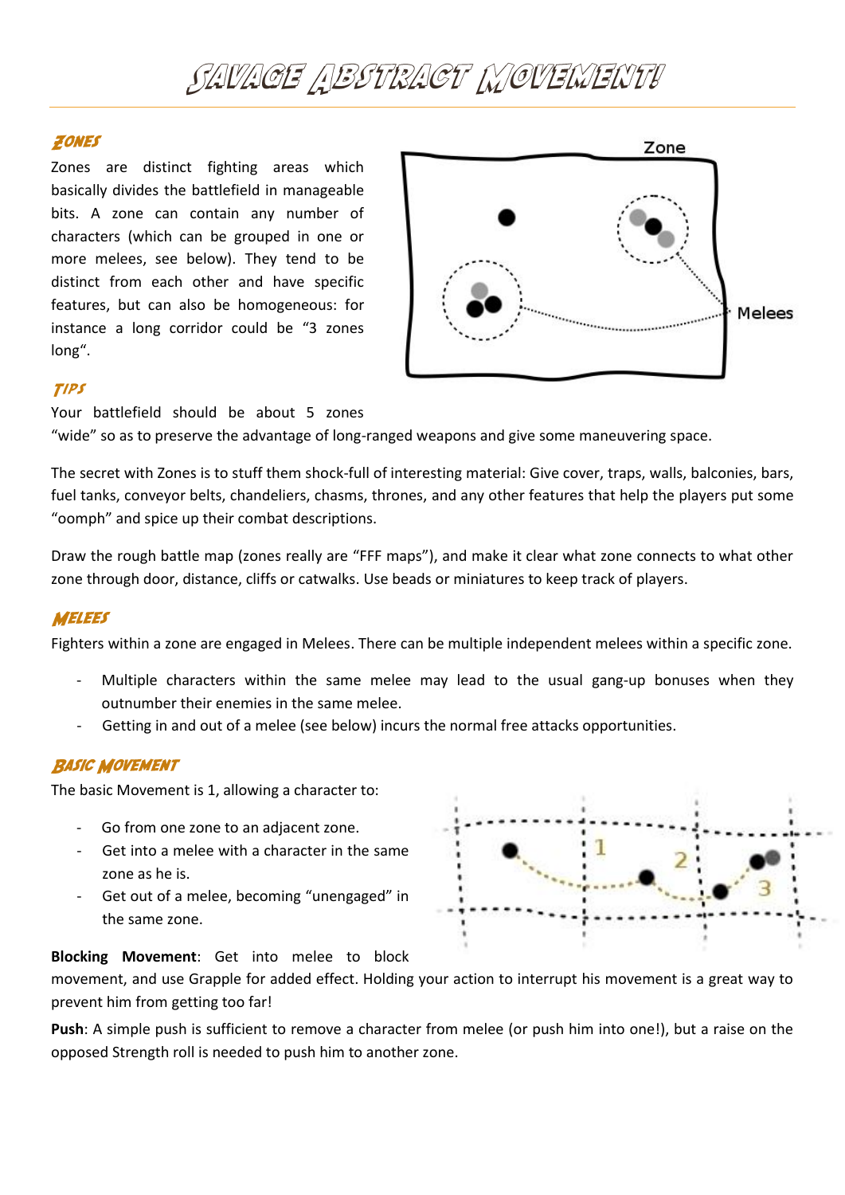# Savage Abstract Movement!

## Zones

Zones are distinct fighting areas which basically divides the battlefield in manageable bits. A zone can contain any number of characters (which can be grouped in one or more melees, see below). They tend to be distinct from each other and have specific features, but can also be homogeneous: for instance a long corridor could be "3 zones long".

## Tips

Your battlefield should be about 5 zones "wide" so as to preserve the advantage of long-ranged weapons and give some maneuvering space.

The secret with Zones is to stuff them shock-full of interesting material: Give cover, traps, walls, balconies, bars, fuel tanks, conveyor belts, chandeliers, chasms, thrones, and any other features that help the players put some "oomph" and spice up their combat descriptions.

Draw the rough battle map (zones really are "FFF maps"), and make it clear what zone connects to what other zone through door, distance, cliffs or catwalks. Use beads or miniatures to keep track of players.

## Melees

Fighters within a zone are engaged in Melees. There can be multiple independent melees within a specific zone.

- Multiple characters within the same melee may lead to the usual gang-up bonuses when they outnumber their enemies in the same melee.
- Getting in and out of a melee (see below) incurs the normal free attacks opportunities.

## Basic Movement

The basic Movement is 1, allowing a character to:

- Go from one zone to an adjacent zone.
- Get into a melee with a character in the same zone as he is.
- Get out of a melee, becoming "unengaged" in the same zone.

**Blocking Movement**: Get into melee to block movement, and use Grapple for added effect. Holding your action to interrupt his movement is a great way to prevent him from getting too far!

**Push**: A simple push is sufficient to remove a character from melee (or push him into one!), but a raise on the opposed Strength roll is needed to push him to another zone.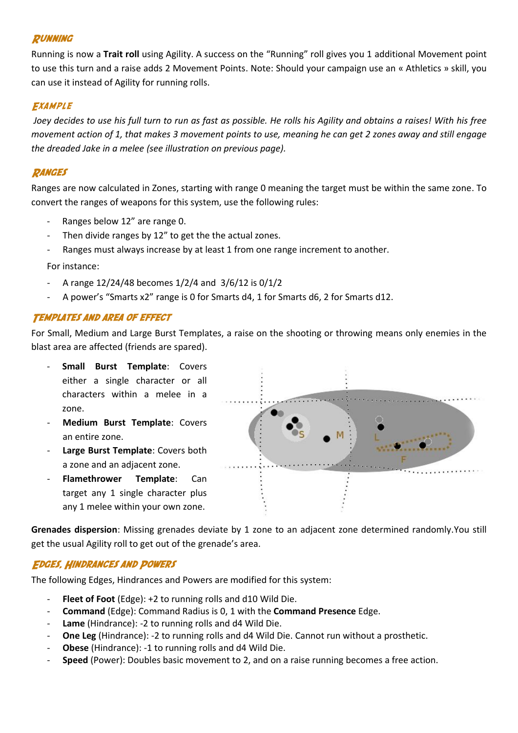## Running

Running is now a **Trait roll** using Agility. A success on the "Running" roll gives you 1 additional Movement point to use this turn and a raise adds 2 Movement Points. Note: Should your campaign use an « Athletics » skill, you can use it instead of Agility for running rolls.

## Example

*Joey decides to use his full turn to run as fast as possible. He rolls his Agility and obtains a raises! With his free movement action of 1, that makes 3 movement points to use, meaning he can get 2 zones away and still engage the dreaded Jake in a melee (see illustration on previous page).*

## Ranges

Ranges are now calculated in Zones, starting with range 0 meaning the target must be within the same zone. To convert the ranges of weapons for this system, use the following rules:

- Ranges below 12" are range 0.
- Then divide ranges by 12" to get the the actual zones.
- Ranges must always increase by at least 1 from one range increment to another.

For instance:

- A range 12/24/48 becomes 1/2/4 and 3/6/12 is 0/1/2
- A power's "Smarts x2" range is 0 for Smarts d4, 1 for Smarts d6, 2 for Smarts d12.

## Templates and Area of Effect

For Small, Medium and Large Burst Templates, a raise on the shooting or throwing means only enemies in the blast area are affected (friends are spared).

- **Small Burst Template**: Covers either a single character or all characters within a melee in a zone.
- **Medium Burst Template**: Covers an entire zone.
- **Large Burst Template**: Covers both a zone and an adjacent zone.
- **Flamethrower Template**: Can target any 1 single character plus any 1 melee within your own zone.

S
M
L
F

**Grenades dispersion**: Missing grenades deviate by 1 zone to an adjacent zone determined randomly.You still get the usual Agility roll to get out of the grenade's area.

## Edges, Hindrances and Powers

The following Edges, Hindrances and Powers are modified for this system:

- **Fleet of Foot** (Edge): +2 to running rolls and d10 Wild Die.
- **Command** (Edge): Command Radius is 0, 1 with the **Command Presence** Edge.
- **Lame** (Hindrance): -2 to running rolls and d4 Wild Die.
- **One Leg** (Hindrance): -2 to running rolls and d4 Wild Die. Cannot run without a prosthetic.
- **Obese** (Hindrance): -1 to running rolls and d4 Wild Die.
- **Speed** (Power): Doubles basic movement to 2, and on a raise running becomes a free action.